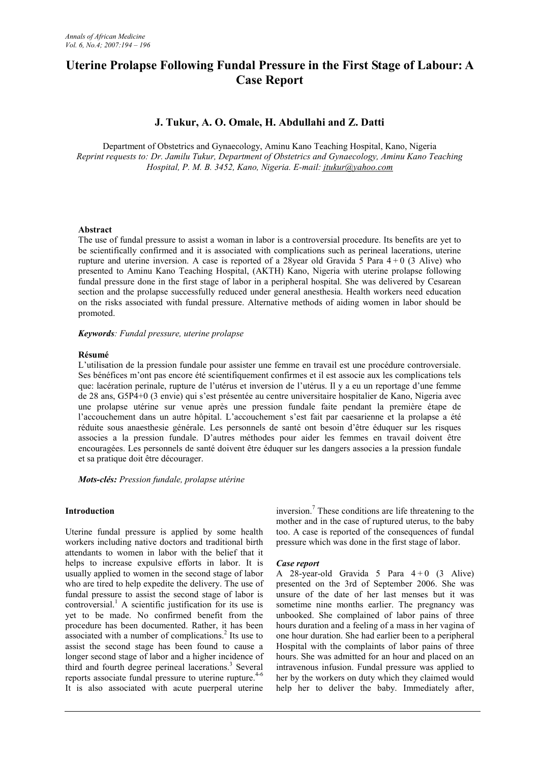# Uterine Prolapse Following Fundal Pressure in the First Stage of Labour: A Case Report

**J. Tukur, A. O. Omale, H. Abdullahi and Z. Datti**

Department of Obstetrics and Gynaecology, Aminu Kano Teaching Hospital, Kano, Nigeria
*Reprint requests to: Dr. Jamilu Tukur, Department of Obstetrics and Gynaecology, Aminu Kano Teaching Hospital, P. M. B. 3452, Kano, Nigeria. E-mail: jtukur@yahoo.com*

### Abstract

The use of fundal pressure to assist a woman in labor is a controversial procedure. Its benefits are yet to be scientifically confirmed and it is associated with complications such as perineal lacerations, uterine rupture and uterine inversion. A case is reported of a 28year old Gravida 5 Para 4 + 0 (3 Alive) who presented to Aminu Kano Teaching Hospital, (AKTH) Kano, Nigeria with uterine prolapse following fundal pressure done in the first stage of labor in a peripheral hospital. She was delivered by Cesarean section and the prolapse successfully reduced under general anesthesia. Health workers need education on the risks associated with fundal pressure. Alternative methods of aiding women in labor should be promoted.

***Keywords**: Fundal pressure, uterine prolapse*

### Résumé

L'utilisation de la pression fundale pour assister une femme en travail est une procédure controversiale. Ses bénéfices m'ont pas encore été scientifiquement confirmes et il est associe aux les complications tels que: lacération perinale, rupture de l'utérus et inversion de l'utérus. Il y a eu un reportage d'une femme de 28 ans, G5P4+0 (3 envie) qui s'est présentée au centre universitaire hospitalier de Kano, Nigeria avec une prolapse utérine sur venue après une pression fundale faite pendant la première étape de l'accouchement dans un autre hôpital. L'accouchement s'est fait par caesarienne et la prolapse a été réduite sous anaesthesie générale. Les personnels de santé ont besoin d'être éduquer sur les risques associes a la pression fundale. D'autres méthodes pour aider les femmes en travail doivent être encouragées. Les personnels de santé doivent être éduquer sur les dangers associes a la pression fundale et sa pratique doit être décourager.

***Mots-clés:** Pression fundale, prolapse utérine*

### Introduction

Uterine fundal pressure is applied by some health workers including native doctors and traditional birth attendants to women in labor with the belief that it helps to increase expulsive efforts in labor. It is usually applied to women in the second stage of labor who are tired to help expedite the delivery. The use of fundal pressure to assist the second stage of labor is controversial.[1] A scientific justification for its use is yet to be made. No confirmed benefit from the procedure has been documented. Rather, it has been associated with a number of complications.[2] Its use to assist the second stage has been found to cause a longer second stage of labor and a higher incidence of third and fourth degree perineal lacerations.[3] Several reports associate fundal pressure to uterine rupture.[4-6] It is also associated with acute puerperal uterine inversion.[7] These conditions are life threatening to the mother and in the case of ruptured uterus, to the baby too. A case is reported of the consequences of fundal pressure which was done in the first stage of labor.

#### *Case report*

A 28-year-old Gravida 5 Para 4 + 0 (3 Alive) presented on the 3rd of September 2006. She was unsure of the date of her last menses but it was sometime nine months earlier. The pregnancy was unbooked. She complained of labor pains of three hours duration and a feeling of a mass in her vagina of one hour duration. She had earlier been to a peripheral Hospital with the complaints of labor pains of three hours. She was admitted for an hour and placed on an intravenous infusion. Fundal pressure was applied to her by the workers on duty which they claimed would help her to deliver the baby. Immediately after,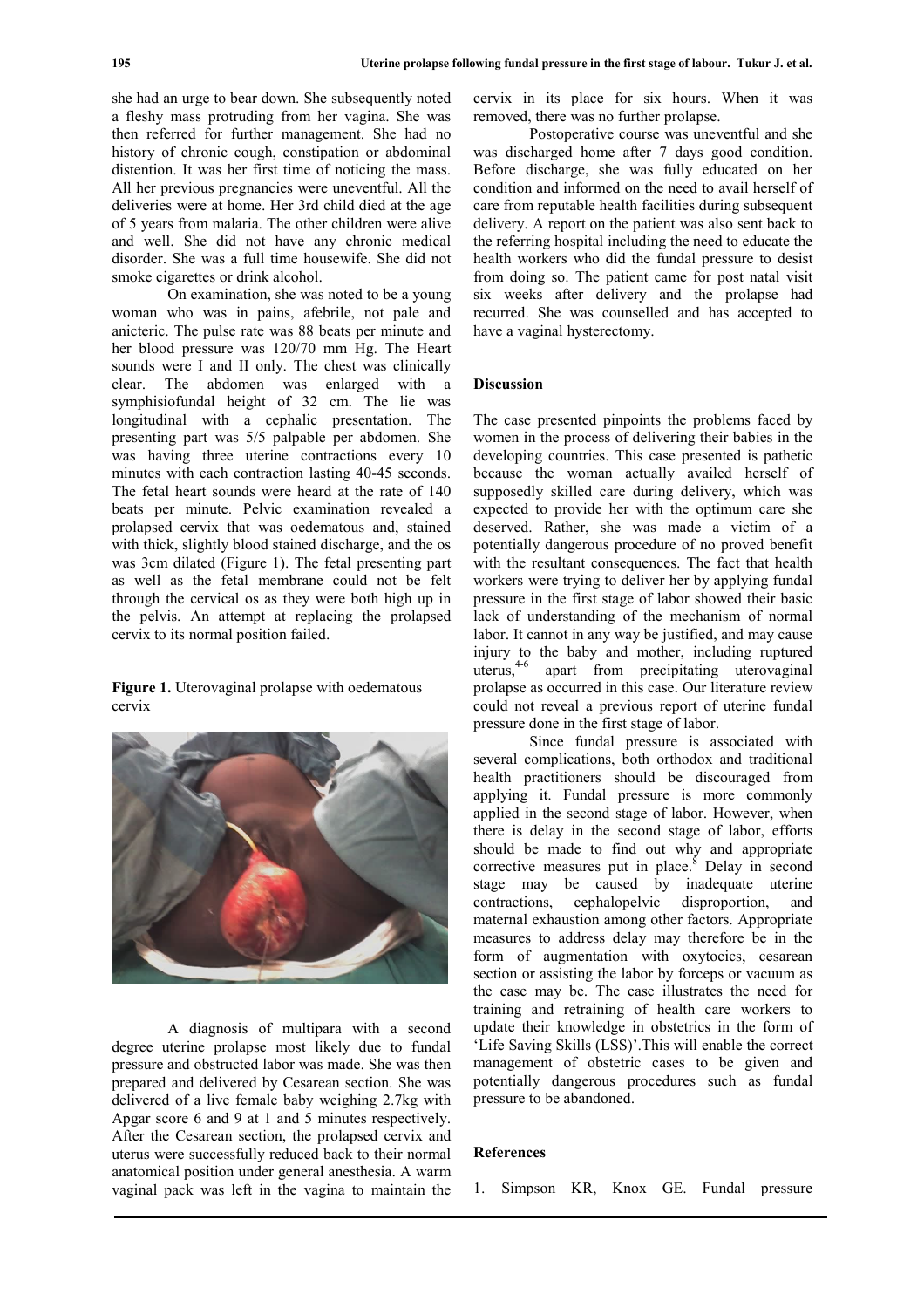she had an urge to bear down. She subsequently noted a fleshy mass protruding from her vagina. She was then referred for further management. She had no history of chronic cough, constipation or abdominal distention. It was her first time of noticing the mass. All her previous pregnancies were uneventful. All the deliveries were at home. Her 3rd child died at the age of 5 years from malaria. The other children were alive and well. She did not have any chronic medical disorder. She was a full time housewife. She did not smoke cigarettes or drink alcohol.

On examination, she was noted to be a young woman who was in pains, afebrile, not pale and anicteric. The pulse rate was 88 beats per minute and her blood pressure was 120/70 mm Hg. The Heart sounds were I and II only. The chest was clinically clear. The abdomen was enlarged with a symphisiofundal height of 32 cm. The lie was longitudinal with a cephalic presentation. The presenting part was 5/5 palpable per abdomen. She was having three uterine contractions every 10 minutes with each contraction lasting 40-45 seconds. The fetal heart sounds were heard at the rate of 140 beats per minute. Pelvic examination revealed a prolapsed cervix that was oedematous and, stained with thick, slightly blood stained discharge, and the os was 3cm dilated (Figure 1). The fetal presenting part as well as the fetal membrane could not be felt through the cervical os as they were both high up in the pelvis. An attempt at replacing the prolapsed cervix to its normal position failed.

**Figure 1.** Uterovaginal prolapse with oedematous cervix

A diagnosis of multipara with a second degree uterine prolapse most likely due to fundal pressure and obstructed labor was made. She was then prepared and delivered by Cesarean section. She was delivered of a live female baby weighing 2.7kg with Apgar score 6 and 9 at 1 and 5 minutes respectively. After the Cesarean section, the prolapsed cervix and uterus were successfully reduced back to their normal anatomical position under general anesthesia. A warm vaginal pack was left in the vagina to maintain the cervix in its place for six hours. When it was removed, there was no further prolapse.

Postoperative course was uneventful and she was discharged home after 7 days good condition. Before discharge, she was fully educated on her condition and informed on the need to avail herself of care from reputable health facilities during subsequent delivery. A report on the patient was also sent back to the referring hospital including the need to educate the health workers who did the fundal pressure to desist from doing so. The patient came for post natal visit six weeks after delivery and the prolapse had recurred. She was counselled and has accepted to have a vaginal hysterectomy.

## Discussion

The case presented pinpoints the problems faced by women in the process of delivering their babies in the developing countries. This case presented is pathetic because the woman actually availed herself of supposedly skilled care during delivery, which was expected to provide her with the optimum care she deserved. Rather, she was made a victim of a potentially dangerous procedure of no proved benefit with the resultant consequences. The fact that health workers were trying to deliver her by applying fundal pressure in the first stage of labor showed their basic lack of understanding of the mechanism of normal labor. It cannot in any way be justified, and may cause injury to the baby and mother, including ruptured uterus,[4-6] apart from precipitating uterovaginal prolapse as occurred in this case. Our literature review could not reveal a previous report of uterine fundal pressure done in the first stage of labor.

Since fundal pressure is associated with several complications, both orthodox and traditional health practitioners should be discouraged from applying it. Fundal pressure is more commonly applied in the second stage of labor. However, when there is delay in the second stage of labor, efforts should be made to find out why and appropriate corrective measures put in place.[8] Delay in second stage may be caused by inadequate uterine contractions, cephalopelvic disproportion, and maternal exhaustion among other factors. Appropriate measures to address delay may therefore be in the form of augmentation with oxytocics, cesarean section or assisting the labor by forceps or vacuum as the case may be. The case illustrates the need for training and retraining of health care workers to update their knowledge in obstetrics in the form of 'Life Saving Skills (LSS)'.This will enable the correct management of obstetric cases to be given and potentially dangerous procedures such as fundal pressure to be abandoned.

## References

1. Simpson KR, Knox GE. Fundal pressure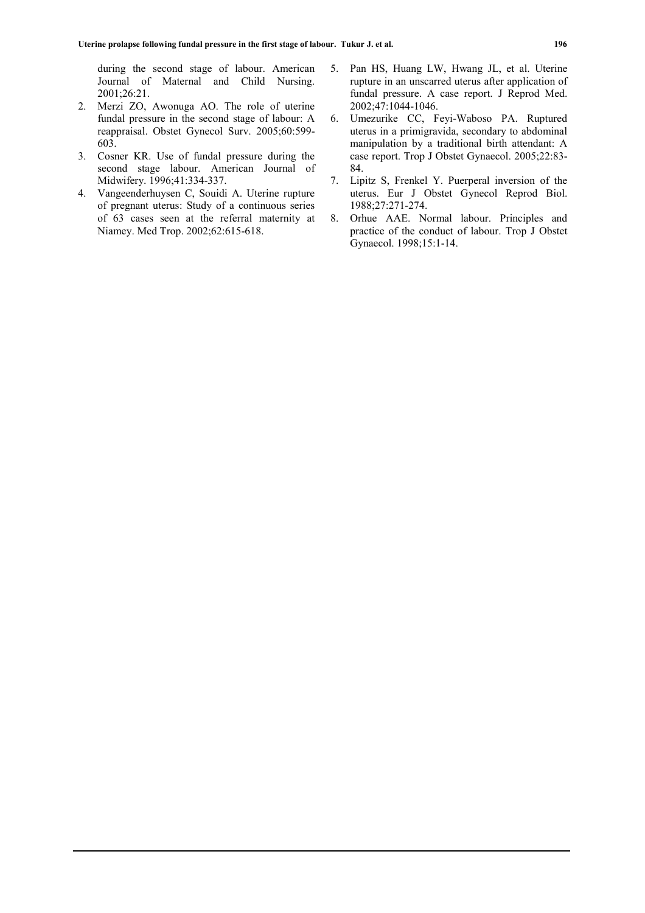during the second stage of labour. American Journal of Maternal and Child Nursing. 2001;26:21.

2. Merzi ZO, Awonuga AO. The role of uterine fundal pressure in the second stage of labour: A reappraisal. Obstet Gynecol Surv. 2005;60:599-603.
3. Cosner KR. Use of fundal pressure during the second stage labour. American Journal of Midwifery. 1996;41:334-337.
4. Vangeenderhuysen C, Souidi A. Uterine rupture of pregnant uterus: Study of a continuous series of 63 cases seen at the referral maternity at Niamey. Med Trop. 2002;62:615-618.
5. Pan HS, Huang LW, Hwang JL, et al. Uterine rupture in an unscarred uterus after application of fundal pressure. A case report. J Reprod Med. 2002;47:1044-1046.
6. Umezurike CC, Feyi-Waboso PA. Ruptured uterus in a primigravida, secondary to abdominal manipulation by a traditional birth attendant: A case report. Trop J Obstet Gynaecol. 2005;22:83-84.
7. Lipitz S, Frenkel Y. Puerperal inversion of the uterus. Eur J Obstet Gynecol Reprod Biol. 1988;27:271-274.
8. Orhue AAE. Normal labour. Principles and practice of the conduct of labour. Trop J Obstet Gynaecol. 1998;15:1-14.